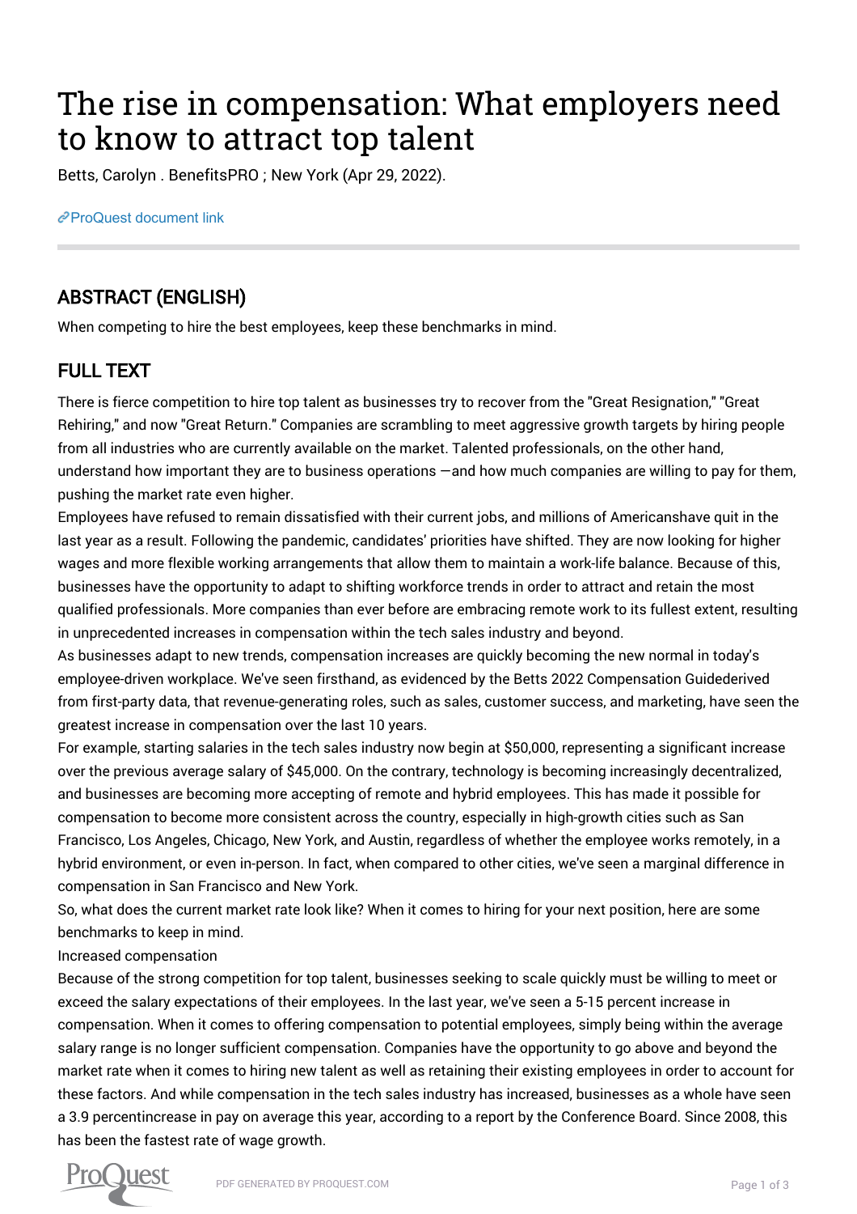# The rise in compensation: What employers need to know to attract top talent

Betts, Carolyn . BenefitsPRO ; New York (Apr 29, 2022).

ProQuest document link

## ABSTRACT (ENGLISH)

When competing to hire the best employees, keep these benchmarks in mind.

## FULL TEXT

There is fierce competition to hire top talent as businesses try to recover from the "Great Resignation," "Great Rehiring," and now "Great Return." Companies are scrambling to meet aggressive growth targets by hiring people from all industries who are currently available on the market. Talented professionals, on the other hand, understand how important they are to business operations —and how much companies are willing to pay for them, pushing the market rate even higher.

Employees have refused to remain dissatisfied with their current jobs, and millions of Americanshave quit in the last year as a result. Following the pandemic, candidates' priorities have shifted. They are now looking for higher wages and more flexible working arrangements that allow them to maintain a work-life balance. Because of this, businesses have the opportunity to adapt to shifting workforce trends in order to attract and retain the most qualified professionals. More companies than ever before are embracing remote work to its fullest extent, resulting in unprecedented increases in compensation within the tech sales industry and beyond.

As businesses adapt to new trends, compensation increases are quickly becoming the new normal in today's employee-driven workplace. We've seen firsthand, as evidenced by the Betts 2022 Compensation Guidederived from first-party data, that revenue-generating roles, such as sales, customer success, and marketing, have seen the greatest increase in compensation over the last 10 years.

For example, starting salaries in the tech sales industry now begin at $50,000, representing a significant increase over the previous average salary of $45,000. On the contrary, technology is becoming increasingly decentralized, and businesses are becoming more accepting of remote and hybrid employees. This has made it possible for compensation to become more consistent across the country, especially in high-growth cities such as San Francisco, Los Angeles, Chicago, New York, and Austin, regardless of whether the employee works remotely, in a hybrid environment, or even in-person. In fact, when compared to other cities, we've seen a marginal difference in compensation in San Francisco and New York.

So, what does the current market rate look like? When it comes to hiring for your next position, here are some benchmarks to keep in mind.

Increased compensation

Because of the strong competition for top talent, businesses seeking to scale quickly must be willing to meet or exceed the salary expectations of their employees. In the last year, we've seen a 5-15 percent increase in compensation. When it comes to offering compensation to potential employees, simply being within the average salary range is no longer sufficient compensation. Companies have the opportunity to go above and beyond the market rate when it comes to hiring new talent as well as retaining their existing employees in order to account for these factors. And while compensation in the tech sales industry has increased, businesses as a whole have seen a 3.9 percentincrease in pay on average this year, according to a report by the Conference Board. Since 2008, this has been the fastest rate of wage growth.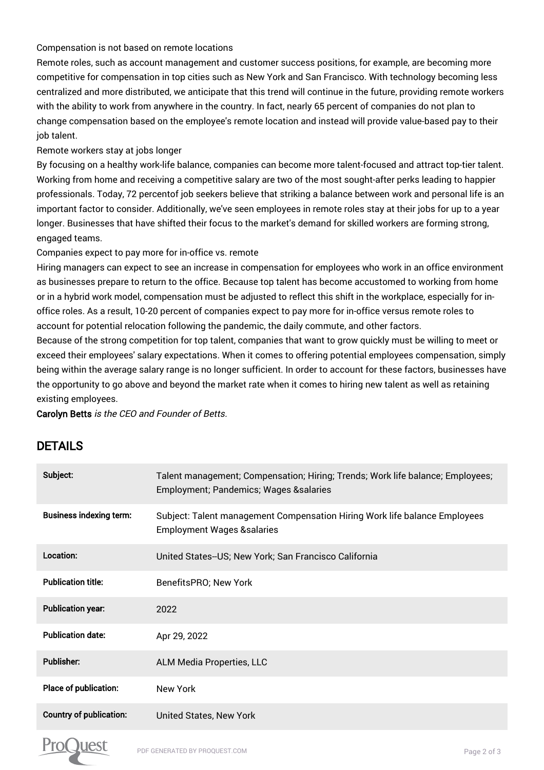Compensation is not based on remote locations

Remote roles, such as account management and customer success positions, for example, are becoming more competitive for compensation in top cities such as New York and San Francisco. With technology becoming less centralized and more distributed, we anticipate that this trend will continue in the future, providing remote workers with the ability to work from anywhere in the country. In fact, nearly 65 percent of companies do not plan to change compensation based on the employee's remote location and instead will provide value-based pay to their job talent.

Remote workers stay at jobs longer

By focusing on a healthy work-life balance, companies can become more talent-focused and attract top-tier talent. Working from home and receiving a competitive salary are two of the most sought-after perks leading to happier professionals. Today, 72 percentof job seekers believe that striking a balance between work and personal life is an important factor to consider. Additionally, we've seen employees in remote roles stay at their jobs for up to a year longer. Businesses that have shifted their focus to the market's demand for skilled workers are forming strong, engaged teams.

Companies expect to pay more for in-office vs. remote

Hiring managers can expect to see an increase in compensation for employees who work in an office environment as businesses prepare to return to the office. Because top talent has become accustomed to working from home or in a hybrid work model, compensation must be adjusted to reflect this shift in the workplace, especially for in-office roles. As a result, 10-20 percent of companies expect to pay more for in-office versus remote roles to account for potential relocation following the pandemic, the daily commute, and other factors.

Because of the strong competition for top talent, companies that want to grow quickly must be willing to meet or exceed their employees' salary expectations. When it comes to offering potential employees compensation, simply being within the average salary range is no longer sufficient. In order to account for these factors, businesses have the opportunity to go above and beyond the market rate when it comes to hiring new talent as well as retaining existing employees.

**Carolyn Betts** *is the CEO and Founder of Betts.*

## DETAILS

| | |
|---|---|
| **Subject:** | Talent management; Compensation; Hiring; Trends; Work life balance; Employees; Employment; Pandemics; Wages &salaries |
| **Business indexing term:** | Subject: Talent management Compensation Hiring Work life balance Employees Employment Wages &salaries |
| **Location:** | United States--US; New York; San Francisco California |
| **Publication title:** | BenefitsPRO; New York |
| **Publication year:** | 2022 |
| **Publication date:** | Apr 29, 2022 |
| **Publisher:** | ALM Media Properties, LLC |
| **Place of publication:** | New York |
| **Country of publication:** | United States, New York |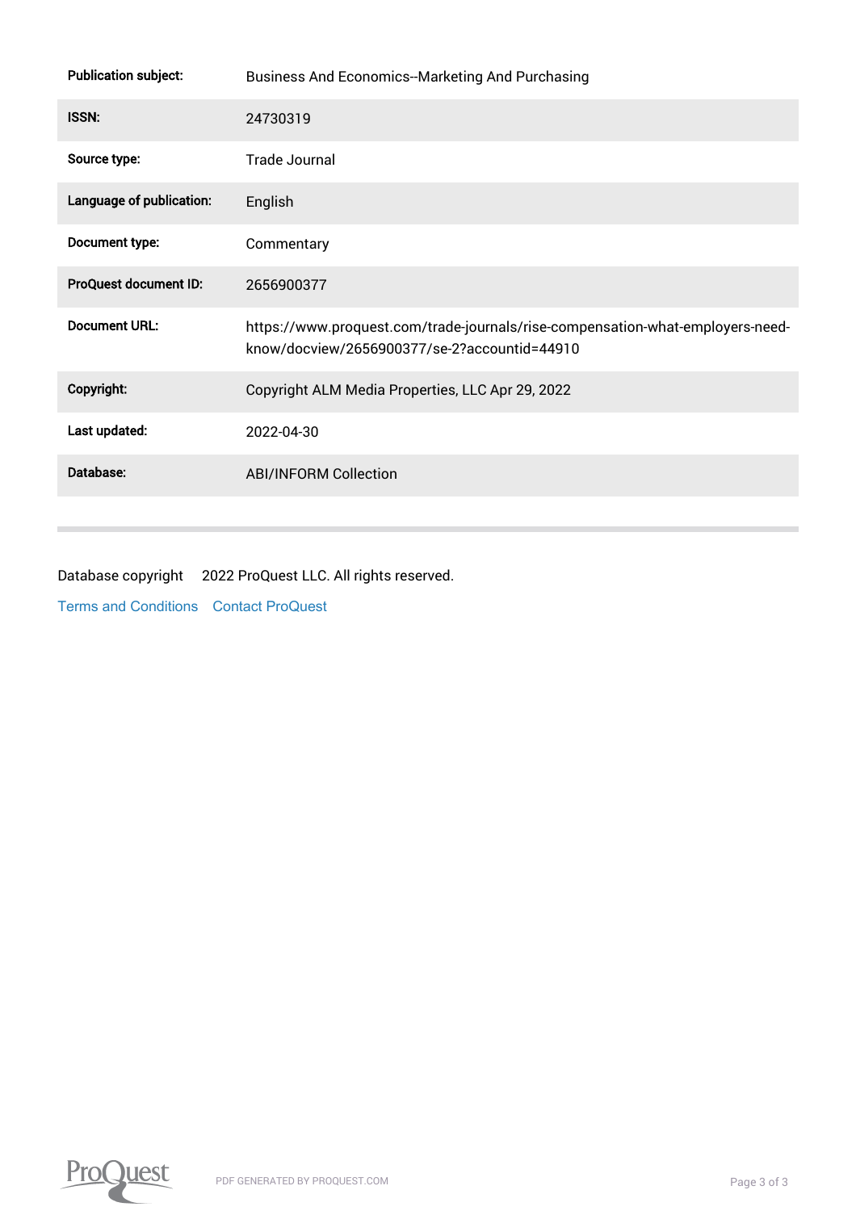| | |
|---|---|
| **Publication subject:** | Business And Economics--Marketing And Purchasing |
| **ISSN:** | 24730319 |
| **Source type:** | Trade Journal |
| **Language of publication:** | English |
| **Document type:** | Commentary |
| **ProQuest document ID:** | 2656900377 |
| **Document URL:** | https://www.proquest.com/trade-journals/rise-compensation-what-employers-need-know/docview/2656900377/se-2?accountid=44910 |
| **Copyright:** | Copyright ALM Media Properties, LLC Apr 29, 2022 |
| **Last updated:** | 2022-04-30 |
| **Database:** | ABI/INFORM Collection |

Database copyright 2022 ProQuest LLC. All rights reserved.

Terms and Conditions Contact ProQuest